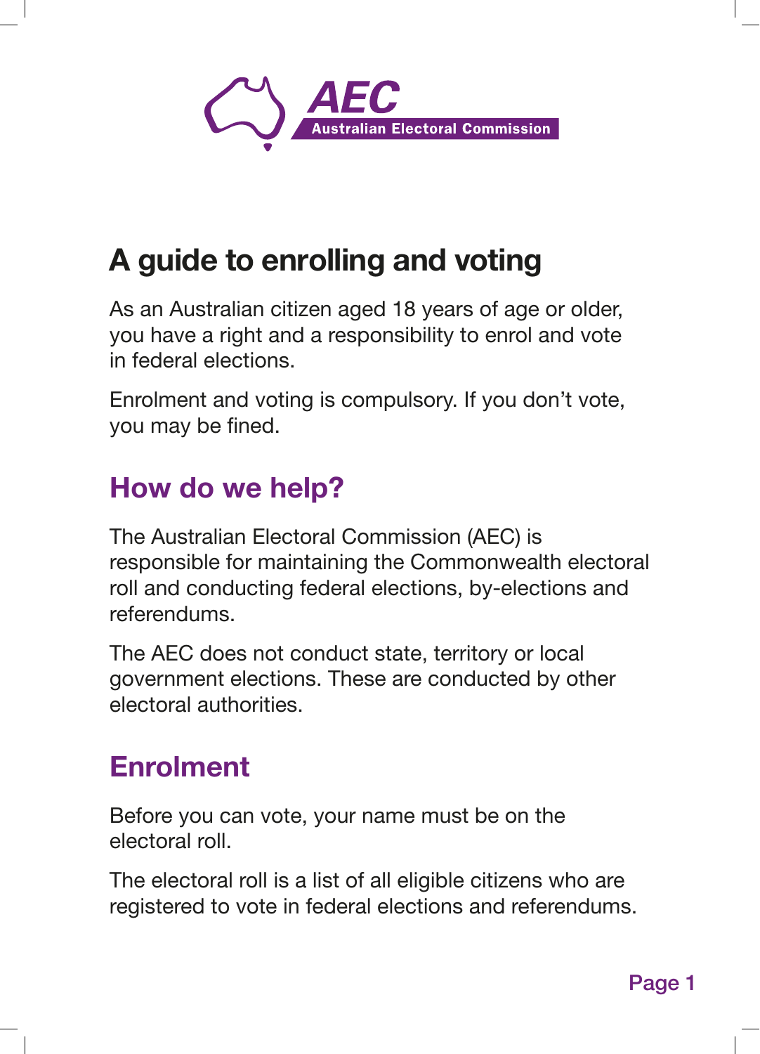AEC Australian Electoral Commission

# A guide to enrolling and voting

As an Australian citizen aged 18 years of age or older, you have a right and a responsibility to enrol and vote in federal elections.

Enrolment and voting is compulsory. If you don't vote, you may be fined.

## How do we help?

The Australian Electoral Commission (AEC) is responsible for maintaining the Commonwealth electoral roll and conducting federal elections, by-elections and referendums.

The AEC does not conduct state, territory or local government elections. These are conducted by other electoral authorities.

## Enrolment

Before you can vote, your name must be on the electoral roll.

The electoral roll is a list of all eligible citizens who are registered to vote in federal elections and referendums.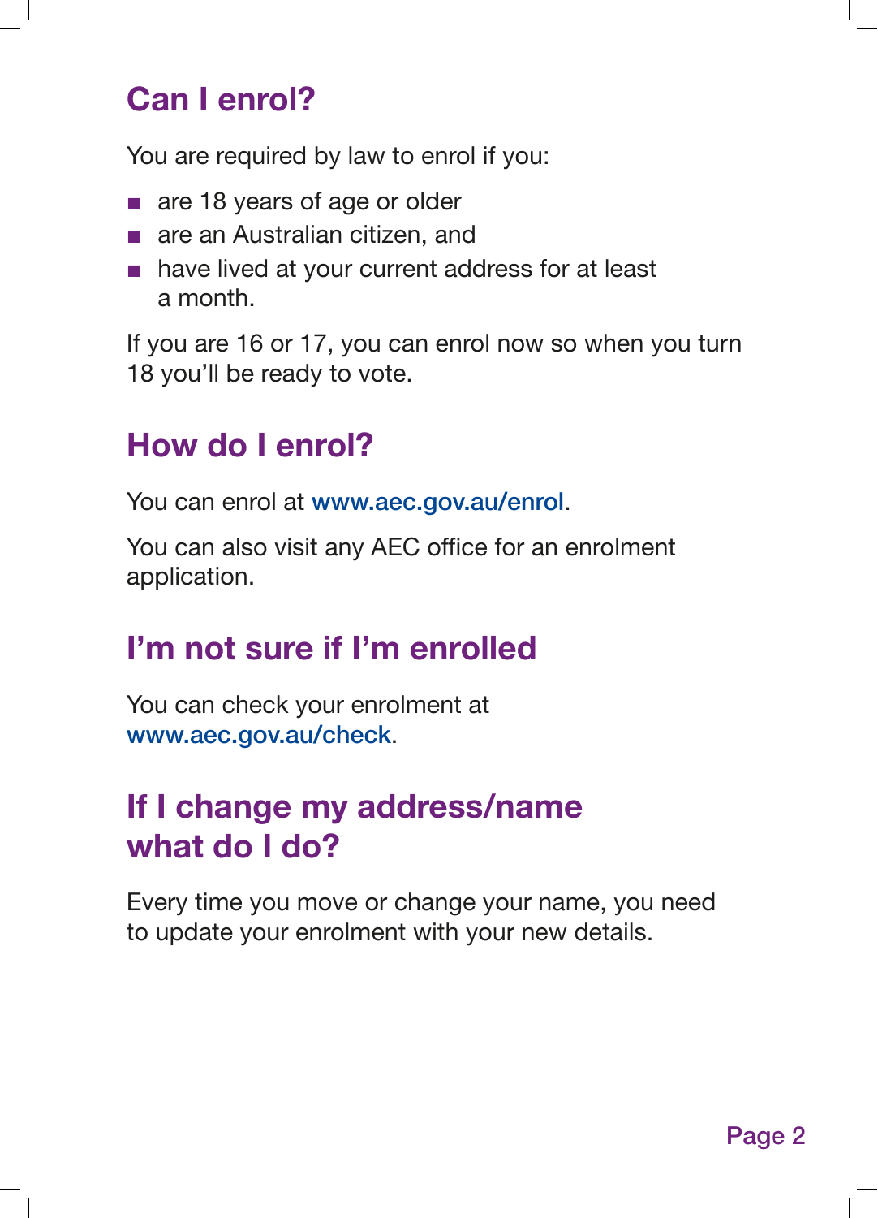## Can I enrol?

You are required by law to enrol if you:

- are 18 years of age or older
- are an Australian citizen, and
- have lived at your current address for at least a month.

If you are 16 or 17, you can enrol now so when you turn 18 you'll be ready to vote.

## How do I enrol?

You can enrol at www.aec.gov.au/enrol.

You can also visit any AEC office for an enrolment application.

## I'm not sure if I'm enrolled

You can check your enrolment at www.aec.gov.au/check.

## If I change my address/name what do I do?

Every time you move or change your name, you need to update your enrolment with your new details.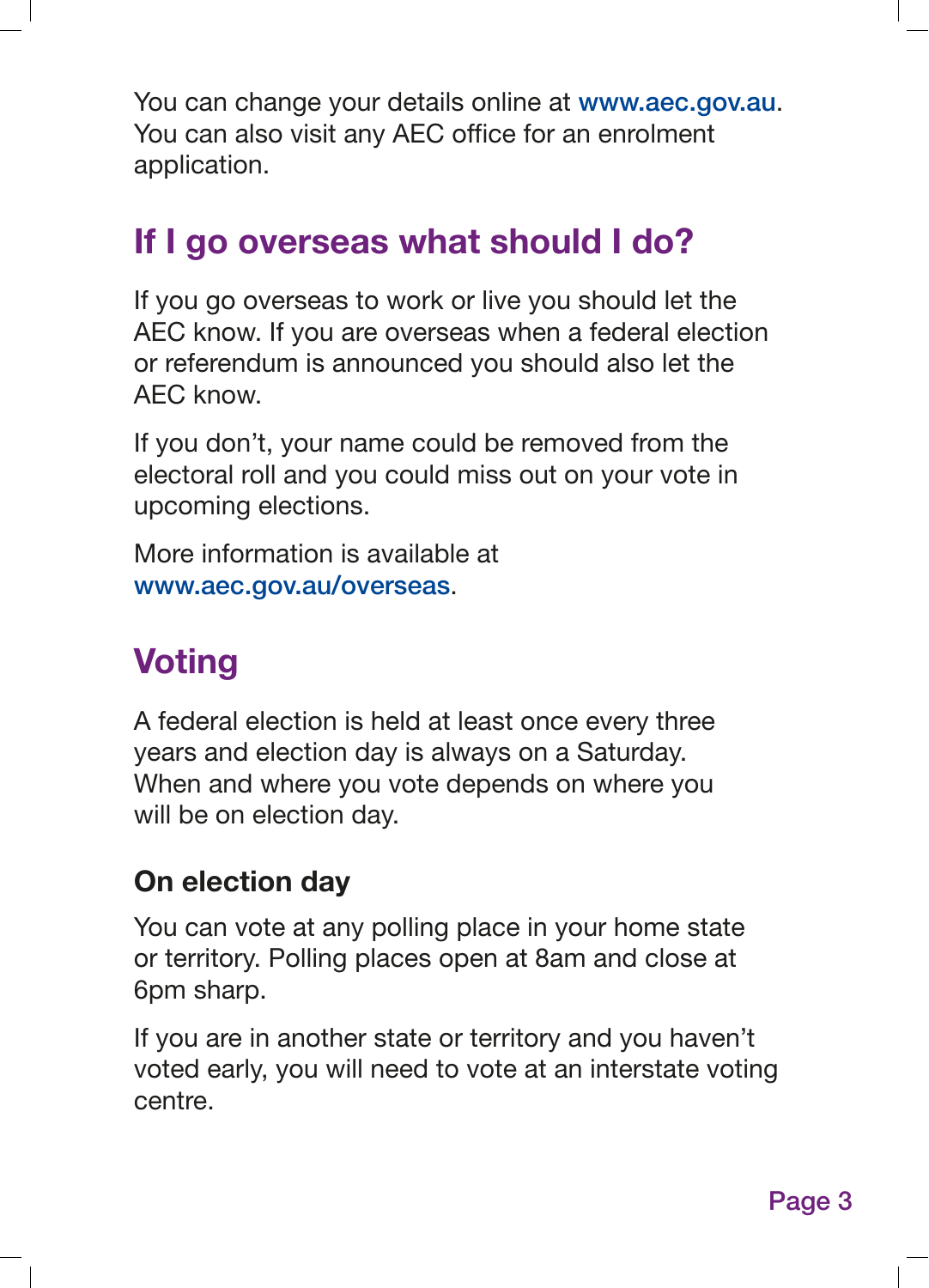You can change your details online at www.aec.gov.au. You can also visit any AEC office for an enrolment application.

## If I go overseas what should I do?

If you go overseas to work or live you should let the AEC know. If you are overseas when a federal election or referendum is announced you should also let the AEC know.

If you don't, your name could be removed from the electoral roll and you could miss out on your vote in upcoming elections.

More information is available at www.aec.gov.au/overseas.

## Voting

A federal election is held at least once every three years and election day is always on a Saturday. When and where you vote depends on where you will be on election day.

### On election day

You can vote at any polling place in your home state or territory. Polling places open at 8am and close at 6pm sharp.

If you are in another state or territory and you haven't voted early, you will need to vote at an interstate voting centre.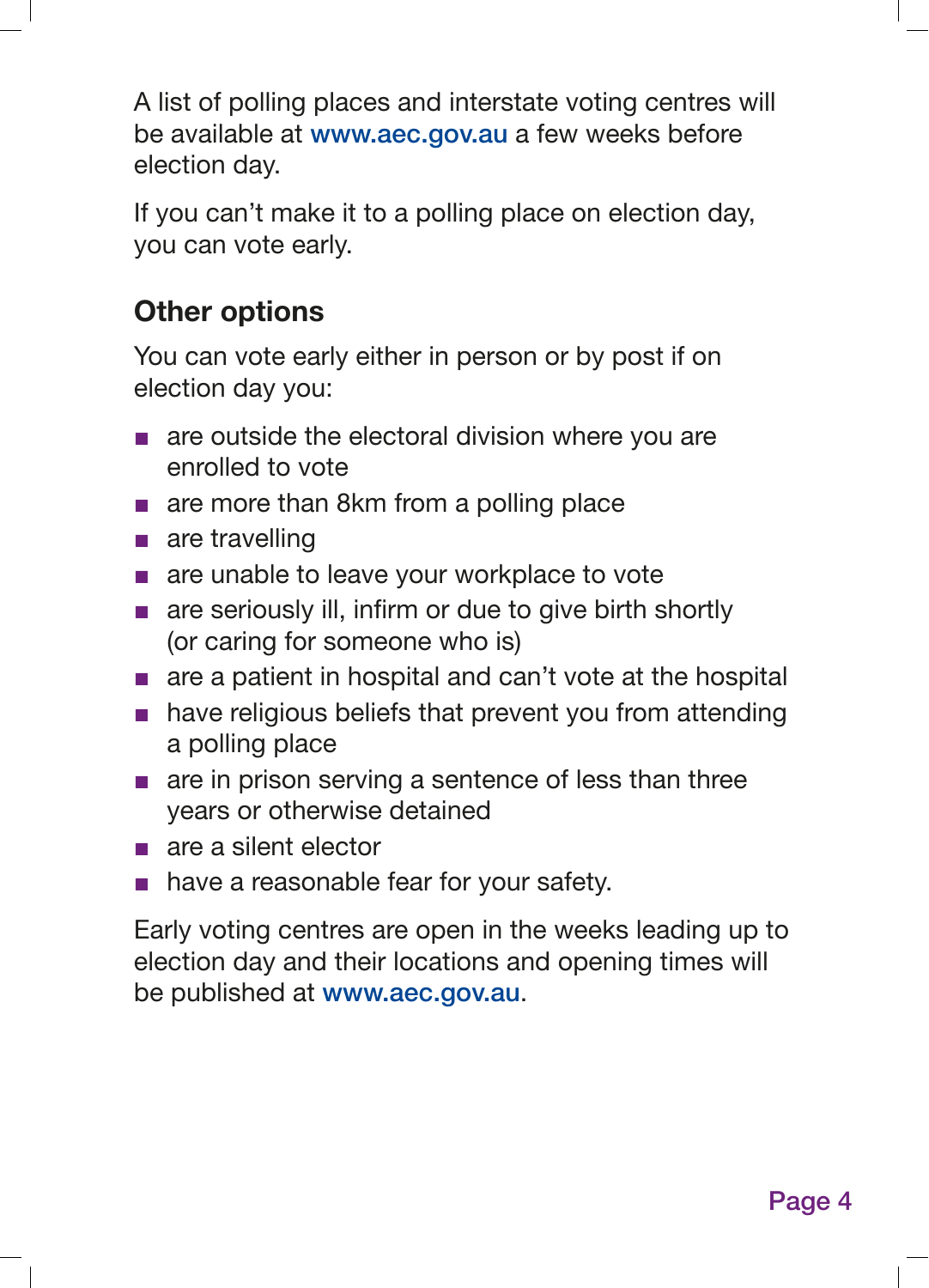A list of polling places and interstate voting centres will be available at www.aec.gov.au a few weeks before election day.

If you can't make it to a polling place on election day, you can vote early.

## Other options

You can vote early either in person or by post if on election day you:

- are outside the electoral division where you are enrolled to vote
- are more than 8km from a polling place
- are travelling
- are unable to leave your workplace to vote
- are seriously ill, infirm or due to give birth shortly (or caring for someone who is)
- are a patient in hospital and can't vote at the hospital
- have religious beliefs that prevent you from attending a polling place
- are in prison serving a sentence of less than three years or otherwise detained
- are a silent elector
- have a reasonable fear for your safety.

Early voting centres are open in the weeks leading up to election day and their locations and opening times will be published at www.aec.gov.au.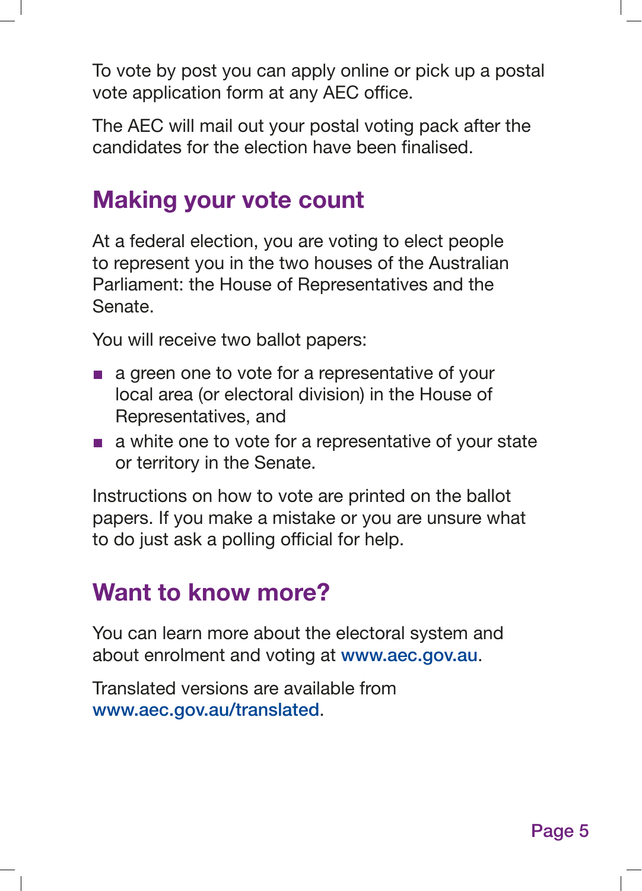To vote by post you can apply online or pick up a postal vote application form at any AEC office.

The AEC will mail out your postal voting pack after the candidates for the election have been finalised.

## Making your vote count

At a federal election, you are voting to elect people to represent you in the two houses of the Australian Parliament: the House of Representatives and the Senate.

You will receive two ballot papers:

- a green one to vote for a representative of your local area (or electoral division) in the House of Representatives, and
- a white one to vote for a representative of your state or territory in the Senate.

Instructions on how to vote are printed on the ballot papers. If you make a mistake or you are unsure what to do just ask a polling official for help.

## Want to know more?

You can learn more about the electoral system and about enrolment and voting at www.aec.gov.au.

Translated versions are available from www.aec.gov.au/translated.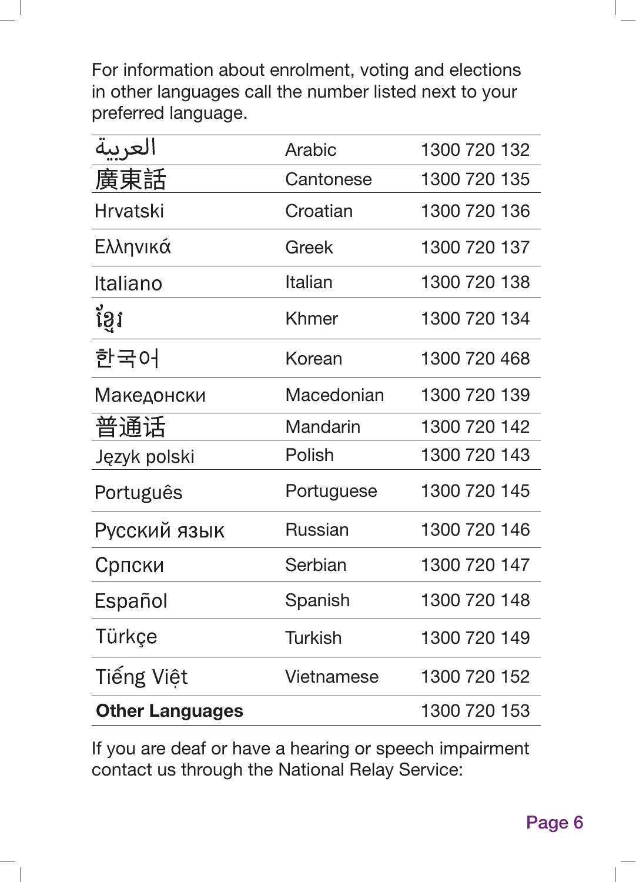For information about enrolment, voting and elections in other languages call the number listed next to your preferred language.

| | | |
|---|---|---|
| العربية | Arabic | 1300 720 132 |
| 廣東話 | Cantonese | 1300 720 135 |
| Hrvatski | Croatian | 1300 720 136 |
| Ελληνικά | Greek | 1300 720 137 |
| Italiano | Italian | 1300 720 138 |
| ខ្មែរ | Khmer | 1300 720 134 |
| 한국어 | Korean | 1300 720 468 |
| Македонски | Macedonian | 1300 720 139 |
| 普通话 | Mandarin | 1300 720 142 |
| Język polski | Polish | 1300 720 143 |
| Português | Portuguese | 1300 720 145 |
| Русский язык | Russian | 1300 720 146 |
| Српски | Serbian | 1300 720 147 |
| Español | Spanish | 1300 720 148 |
| Türkçe | Turkish | 1300 720 149 |
| Tiếng Việt | Vietnamese | 1300 720 152 |
| **Other Languages** | | 1300 720 153 |

If you are deaf or have a hearing or speech impairment contact us through the National Relay Service: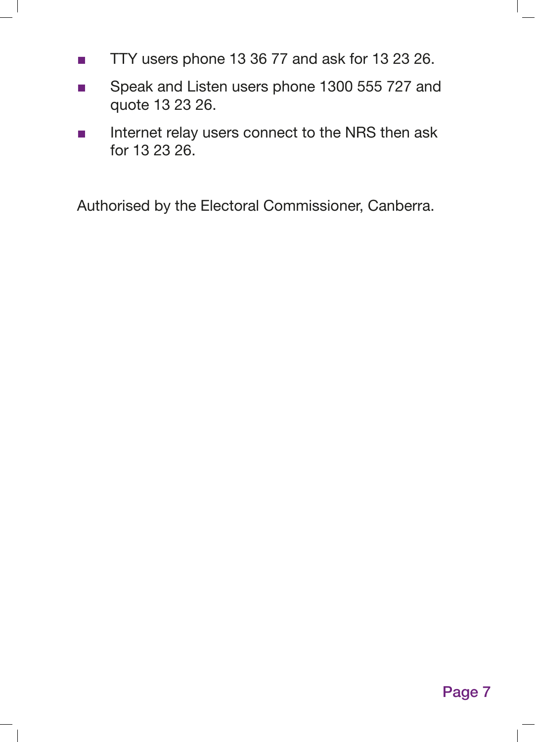- TTY users phone 13 36 77 and ask for 13 23 26.
- Speak and Listen users phone 1300 555 727 and quote 13 23 26.
- Internet relay users connect to the NRS then ask for 13 23 26.

Authorised by the Electoral Commissioner, Canberra.